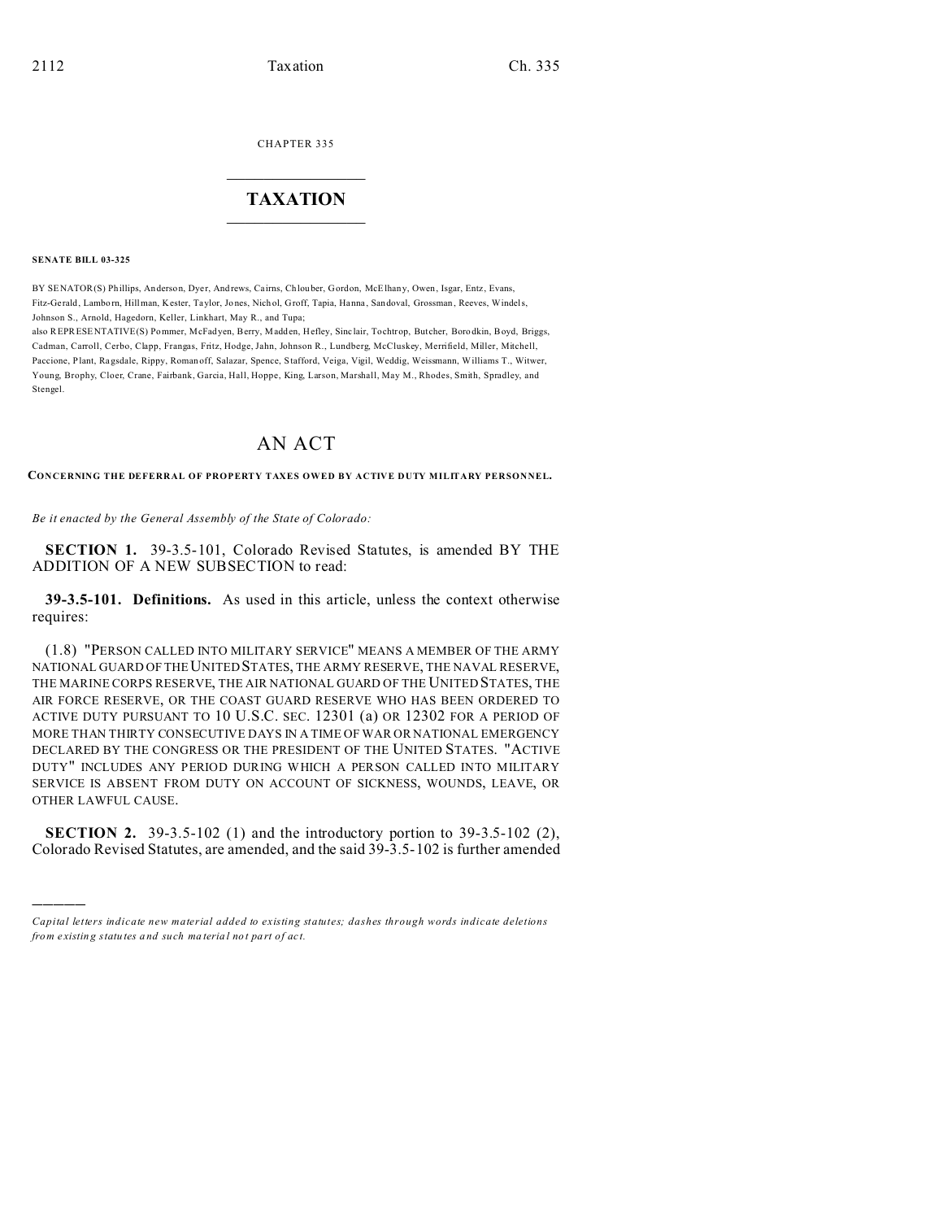CHAPTER 335

# TAXATION

**SENATE BILL 03-325**

BY SENATOR(S) Phillips, Anderson, Dyer, Andrews, Cairns, Chlouber, Gordon, McElhany, Owen, Isgar, Entz, Evans, Fitz-Gerald, Lamborn, Hillman, Kester, Taylor, Jones, Nichol, Groff, Tapia, Hanna, Sandoval, Grossman, Reeves, Windels, Johnson S., Arnold, Hagedorn, Keller, Linkhart, May R., and Tupa;
also REPRESENTATIVE(S) Pommer, McFadyen, Berry, Madden, Hefley, Sinclair, Tochtrop, Butcher, Borodkin, Boyd, Briggs, Cadman, Carroll, Cerbo, Clapp, Frangas, Fritz, Hodge, Jahn, Johnson R., Lundberg, McCluskey, Merrifield, Miller, Mitchell, Paccione, Plant, Ragsdale, Rippy, Romanoff, Salazar, Spence, Stafford, Veiga, Vigil, Weddig, Weissmann, Williams T., Witwer, Young, Brophy, Cloer, Crane, Fairbank, Garcia, Hall, Hoppe, King, Larson, Marshall, May M., Rhodes, Smith, Spradley, and Stengel.

# AN ACT

**CONCERNING THE DEFERRAL OF PROPERTY TAXES OWED BY ACTIVE DUTY MILITARY PERSONNEL.**

*Be it enacted by the General Assembly of the State of Colorado:*

**SECTION 1.** 39-3.5-101, Colorado Revised Statutes, is amended BY THE ADDITION OF A NEW SUBSECTION to read:

**39-3.5-101. Definitions.** As used in this article, unless the context otherwise requires:

(1.8) "PERSON CALLED INTO MILITARY SERVICE" MEANS A MEMBER OF THE ARMY NATIONAL GUARD OF THE UNITED STATES, THE ARMY RESERVE, THE NAVAL RESERVE, THE MARINE CORPS RESERVE, THE AIR NATIONAL GUARD OF THE UNITED STATES, THE AIR FORCE RESERVE, OR THE COAST GUARD RESERVE WHO HAS BEEN ORDERED TO ACTIVE DUTY PURSUANT TO 10 U.S.C. SEC. 12301 (a) OR 12302 FOR A PERIOD OF MORE THAN THIRTY CONSECUTIVE DAYS IN A TIME OF WAR OR NATIONAL EMERGENCY DECLARED BY THE CONGRESS OR THE PRESIDENT OF THE UNITED STATES. "ACTIVE DUTY" INCLUDES ANY PERIOD DURING WHICH A PERSON CALLED INTO MILITARY SERVICE IS ABSENT FROM DUTY ON ACCOUNT OF SICKNESS, WOUNDS, LEAVE, OR OTHER LAWFUL CAUSE.

**SECTION 2.** 39-3.5-102 (1) and the introductory portion to 39-3.5-102 (2), Colorado Revised Statutes, are amended, and the said 39-3.5-102 is further amended

---

*Capital letters indicate new material added to existing statutes; dashes through words indicate deletions from existing statutes and such material not part of act.*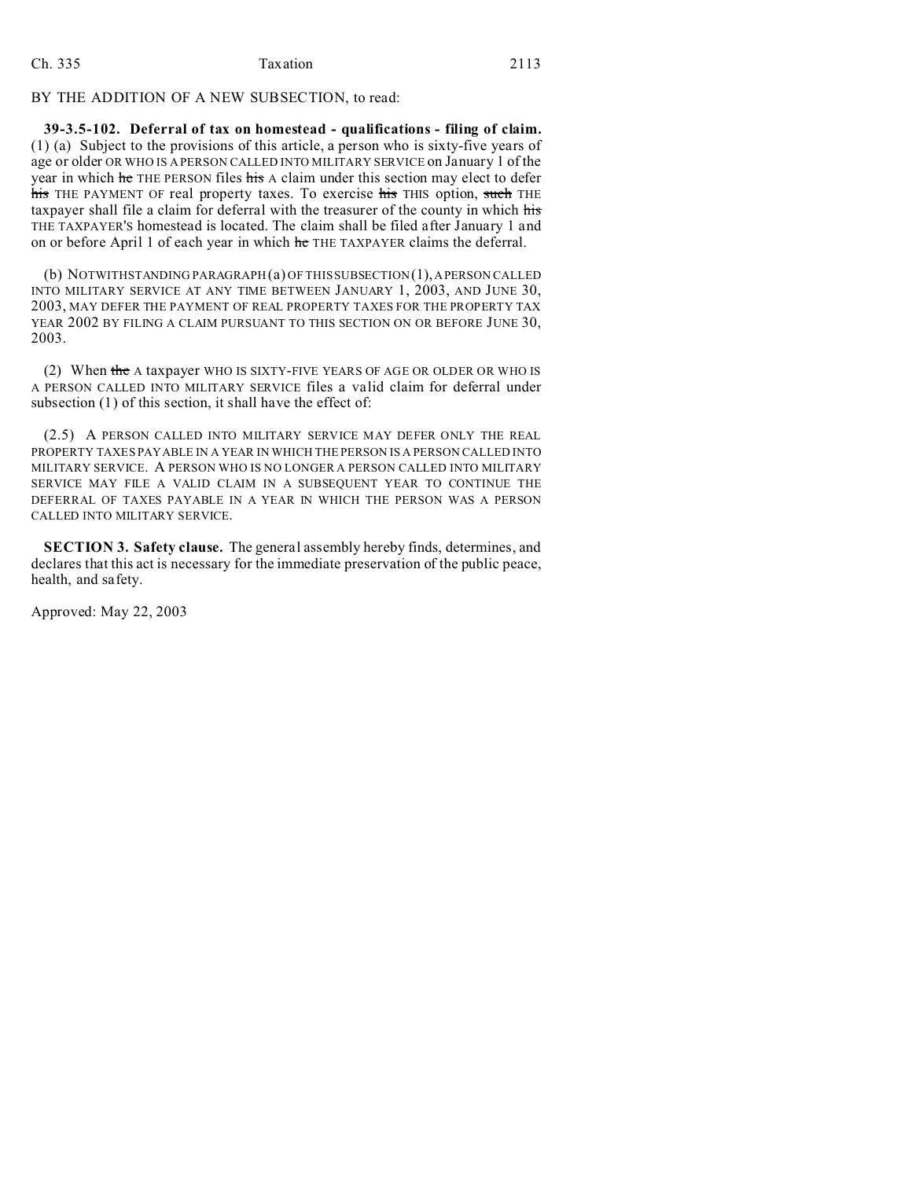BY THE ADDITION OF A NEW SUBSECTION, to read:

**39-3.5-102. Deferral of tax on homestead - qualifications - filing of claim.** (1) (a) Subject to the provisions of this article, a person who is sixty-five years of age or older OR WHO IS A PERSON CALLED INTO MILITARY SERVICE on January 1 of the year in which ~~he~~ THE PERSON files ~~his~~ A claim under this section may elect to defer ~~his~~ THE PAYMENT OF real property taxes. To exercise ~~his~~ THIS option, ~~such~~ THE taxpayer shall file a claim for deferral with the treasurer of the county in which ~~his~~ THE TAXPAYER'S homestead is located. The claim shall be filed after January 1 and on or before April 1 of each year in which ~~he~~ THE TAXPAYER claims the deferral.

(b) NOTWITHSTANDING PARAGRAPH (a) OF THIS SUBSECTION (1), A PERSON CALLED INTO MILITARY SERVICE AT ANY TIME BETWEEN JANUARY 1, 2003, AND JUNE 30, 2003, MAY DEFER THE PAYMENT OF REAL PROPERTY TAXES FOR THE PROPERTY TAX YEAR 2002 BY FILING A CLAIM PURSUANT TO THIS SECTION ON OR BEFORE JUNE 30, 2003.

(2) When ~~the~~ A taxpayer WHO IS SIXTY-FIVE YEARS OF AGE OR OLDER OR WHO IS A PERSON CALLED INTO MILITARY SERVICE files a valid claim for deferral under subsection (1) of this section, it shall have the effect of:

(2.5) A PERSON CALLED INTO MILITARY SERVICE MAY DEFER ONLY THE REAL PROPERTY TAXES PAYABLE IN A YEAR IN WHICH THE PERSON IS A PERSON CALLED INTO MILITARY SERVICE. A PERSON WHO IS NO LONGER A PERSON CALLED INTO MILITARY SERVICE MAY FILE A VALID CLAIM IN A SUBSEQUENT YEAR TO CONTINUE THE DEFERRAL OF TAXES PAYABLE IN A YEAR IN WHICH THE PERSON WAS A PERSON CALLED INTO MILITARY SERVICE.

**SECTION 3. Safety clause.** The general assembly hereby finds, determines, and declares that this act is necessary for the immediate preservation of the public peace, health, and safety.

Approved: May 22, 2003